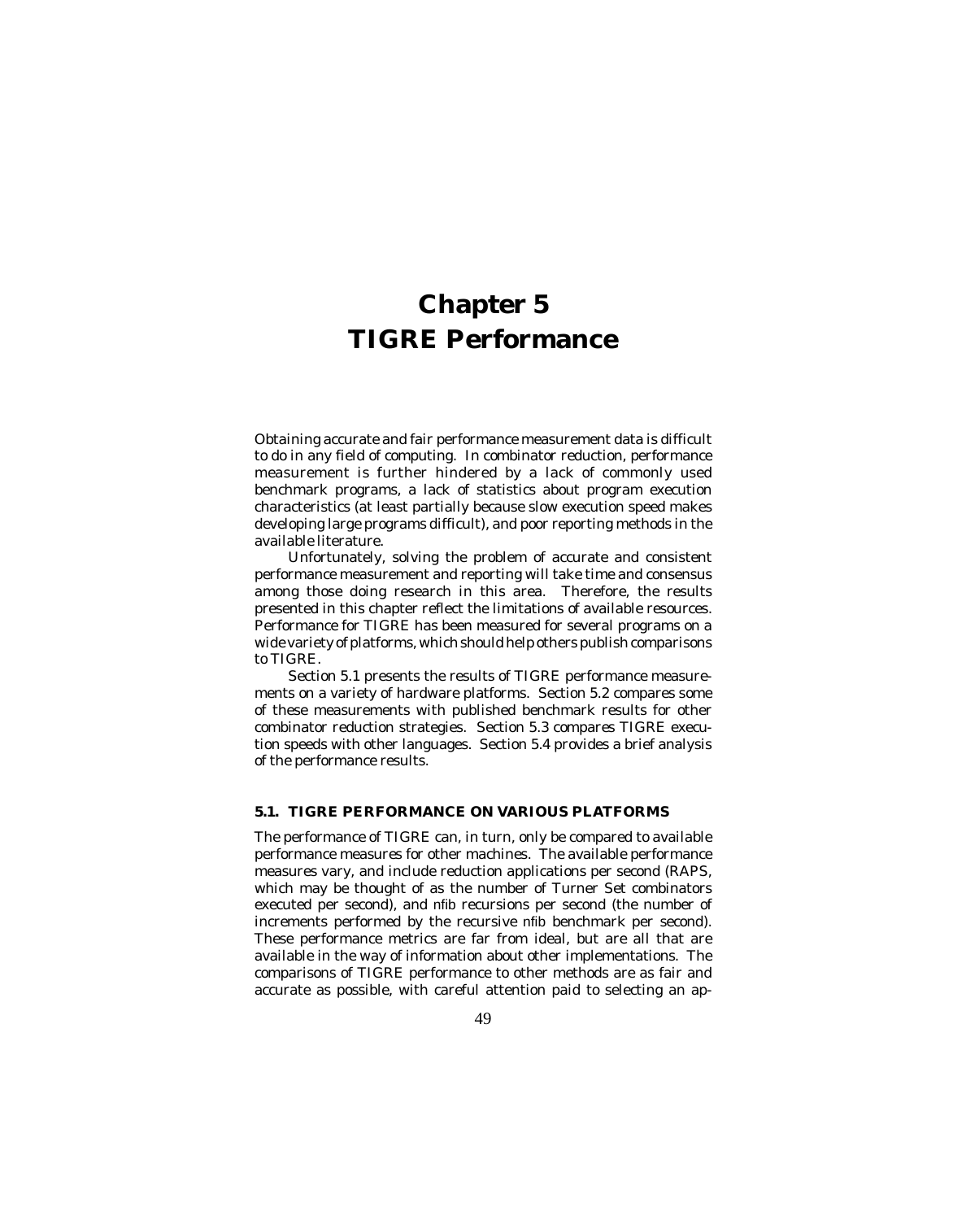# Chapter 5
# TIGRE Performance

Obtaining accurate and fair performance measurement data is difficult to do in any field of computing. In combinator reduction, performance measurement is further hindered by a lack of commonly used benchmark programs, a lack of statistics about program execution characteristics (at least partially because slow execution speed makes developing large programs difficult), and poor reporting methods in the available literature.

Unfortunately, solving the problem of accurate and consistent performance measurement and reporting will take time and consensus among those doing research in this area. Therefore, the results presented in this chapter reflect the limitations of available resources. Performance for TIGRE has been measured for several programs on a wide variety of platforms, which should help others publish comparisons to TIGRE.

Section 5.1 presents the results of TIGRE performance measurements on a variety of hardware platforms. Section 5.2 compares some of these measurements with published benchmark results for other combinator reduction strategies. Section 5.3 compares TIGRE execution speeds with other languages. Section 5.4 provides a brief analysis of the performance results.

## 5.1. TIGRE PERFORMANCE ON VARIOUS PLATFORMS

The performance of TIGRE can, in turn, only be compared to available performance measures for other machines. The available performance measures vary, and include reduction applications per second (RAPS, which may be thought of as the number of Turner Set combinators executed per second), and nfib recursions per second (the number of increments performed by the recursive nfib benchmark per second). These performance metrics are far from ideal, but are all that are available in the way of information about other implementations. The comparisons of TIGRE performance to other methods are as fair and accurate as possible, with careful attention paid to selecting an ap-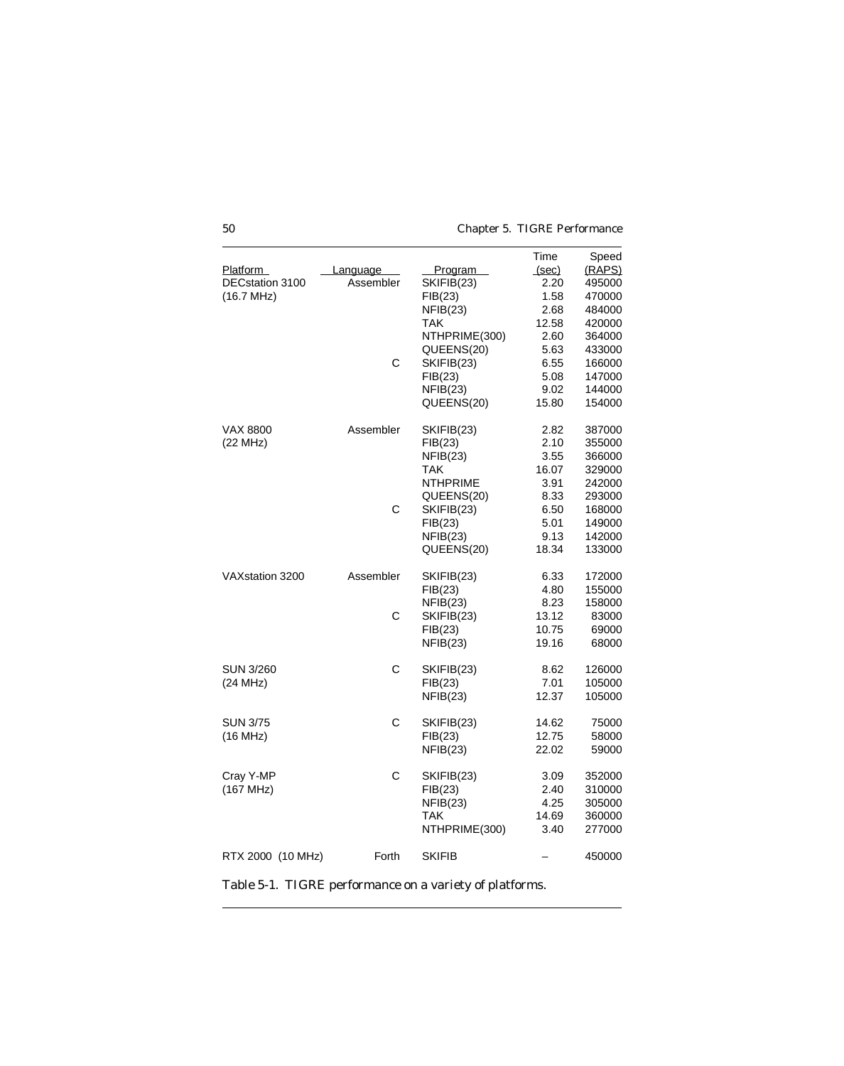| Platform | Language | Program | Time (sec) | Speed (RAPS) |
|---|---|---|---|---|
| DECstation 3100 | Assembler | SKIFIB(23) | 2.20 | 495000 |
| (16.7 MHz) | | FIB(23) | 1.58 | 470000 |
| | | NFIB(23) | 2.68 | 484000 |
| | | TAK | 12.58 | 420000 |
| | | NTHPRIME(300) | 2.60 | 364000 |
| | | QUEENS(20) | 5.63 | 433000 |
| | C | SKIFIB(23) | 6.55 | 166000 |
| | | FIB(23) | 5.08 | 147000 |
| | | NFIB(23) | 9.02 | 144000 |
| | | QUEENS(20) | 15.80 | 154000 |
| VAX 8800 | Assembler | SKIFIB(23) | 2.82 | 387000 |
| (22 MHz) | | FIB(23) | 2.10 | 355000 |
| | | NFIB(23) | 3.55 | 366000 |
| | | TAK | 16.07 | 329000 |
| | | NTHPRIME | 3.91 | 242000 |
| | | QUEENS(20) | 8.33 | 293000 |
| | C | SKIFIB(23) | 6.50 | 168000 |
| | | FIB(23) | 5.01 | 149000 |
| | | NFIB(23) | 9.13 | 142000 |
| | | QUEENS(20) | 18.34 | 133000 |
| VAXstation 3200 | Assembler | SKIFIB(23) | 6.33 | 172000 |
| | | FIB(23) | 4.80 | 155000 |
| | | NFIB(23) | 8.23 | 158000 |
| | C | SKIFIB(23) | 13.12 | 83000 |
| | | FIB(23) | 10.75 | 69000 |
| | | NFIB(23) | 19.16 | 68000 |
| SUN 3/260 | C | SKIFIB(23) | 8.62 | 126000 |
| (24 MHz) | | FIB(23) | 7.01 | 105000 |
| | | NFIB(23) | 12.37 | 105000 |
| SUN 3/75 | C | SKIFIB(23) | 14.62 | 75000 |
| (16 MHz) | | FIB(23) | 12.75 | 58000 |
| | | NFIB(23) | 22.02 | 59000 |
| Cray Y-MP | C | SKIFIB(23) | 3.09 | 352000 |
| (167 MHz) | | FIB(23) | 2.40 | 310000 |
| | | NFIB(23) | 4.25 | 305000 |
| | | TAK | 14.69 | 360000 |
| | | NTHPRIME(300) | 3.40 | 277000 |
| RTX 2000 (10 MHz) | Forth | SKIFIB | – | 450000 |

Table 5-1. TIGRE performance on a variety of platforms.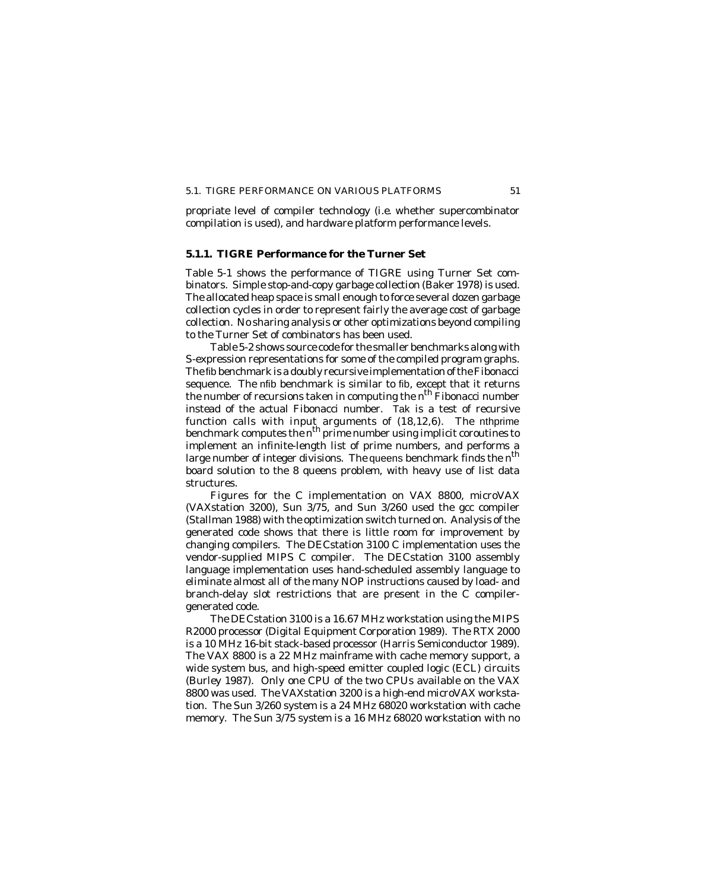propriate level of compiler technology (i.e. whether supercombinator compilation is used), and hardware platform performance levels.

### 5.1.1. TIGRE Performance for the Turner Set

Table 5-1 shows the performance of TIGRE using Turner Set combinators. Simple stop-and-copy garbage collection (Baker 1978) is used. The allocated heap space is small enough to force several dozen garbage collection cycles in order to represent fairly the average cost of garbage collection. No sharing analysis or other optimizations beyond compiling to the Turner Set of combinators has been used.

Table 5-2 shows source code for the smaller benchmarks along with S-expression representations for some of the compiled program graphs. The fib benchmark is a doubly recursive implementation of the Fibonacci sequence. The nfib benchmark is similar to fib, except that it returns the number of recursions taken in computing the $n^{th}$ Fibonacci number instead of the actual Fibonacci number. Tak is a test of recursive function calls with input arguments of (18,12,6). The nthprime benchmark computes the $n^{th}$ prime number using implicit coroutines to implement an infinite-length list of prime numbers, and performs a large number of integer divisions. The queens benchmark finds the $n^{th}$ board solution to the 8 queens problem, with heavy use of list data structures.

Figures for the C implementation on VAX 8800, microVAX (VAXstation 3200), Sun 3/75, and Sun 3/260 used the gcc compiler (Stallman 1988) with the optimization switch turned on. Analysis of the generated code shows that there is little room for improvement by changing compilers. The DECstation 3100 C implementation uses the vendor-supplied MIPS C compiler. The DECstation 3100 assembly language implementation uses hand-scheduled assembly language to eliminate almost all of the many NOP instructions caused by load- and branch-delay slot restrictions that are present in the C compiler-generated code.

The DECstation 3100 is a 16.67 MHz workstation using the MIPS R2000 processor (Digital Equipment Corporation 1989). The RTX 2000 is a 10 MHz 16-bit stack-based processor (Harris Semiconductor 1989). The VAX 8800 is a 22 MHz mainframe with cache memory support, a wide system bus, and high-speed emitter coupled logic (ECL) circuits (Burley 1987). Only one CPU of the two CPUs available on the VAX 8800 was used. The VAXstation 3200 is a high-end microVAX workstation. The Sun 3/260 system is a 24 MHz 68020 workstation with cache memory. The Sun 3/75 system is a 16 MHz 68020 workstation with no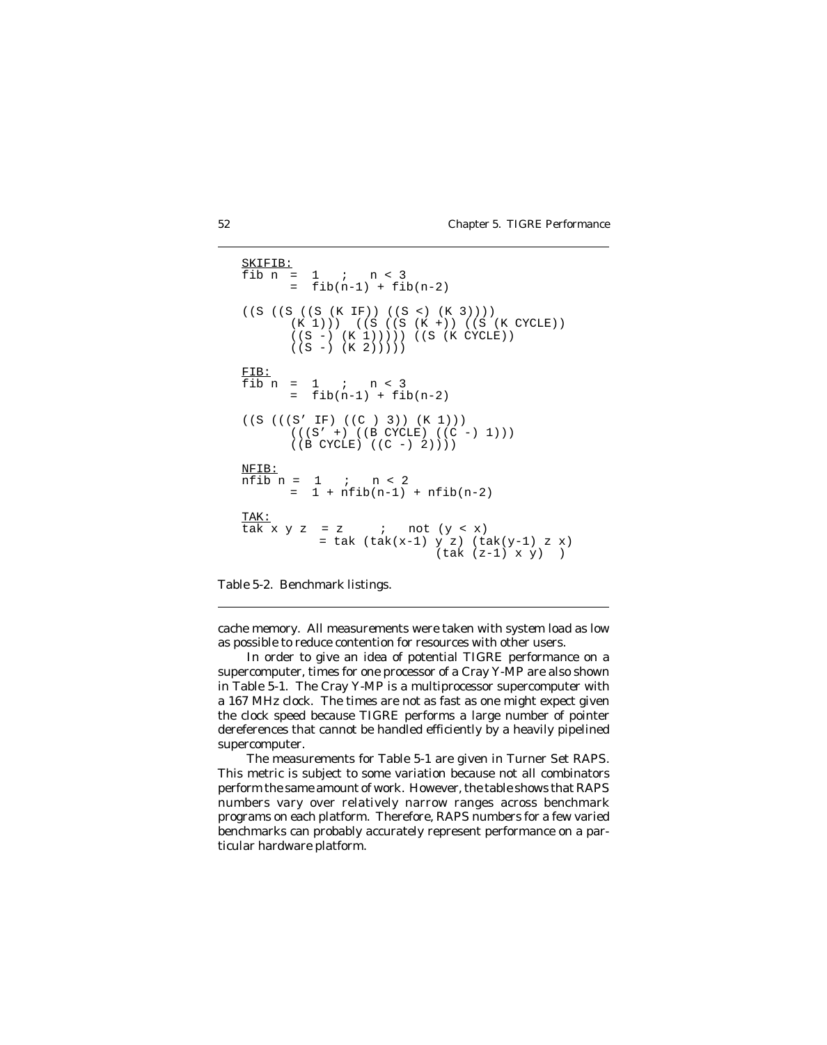```
SKIFIB:
fib n =  1   ;   n < 3
      =  fib(n-1) + fib(n-2)

((S ((S ((S (K IF)) ((S <) (K 3))))
       (K 1)))  ((S ((S (K +)) ((S (K CYCLE))
       ((S -) (K 1))))) ((S (K CYCLE))
       ((S -) (K 2)))))

FIB:
fib n =  1   ;   n < 3
      =  fib(n-1) + fib(n-2)

((S (((S' IF) ((C ) 3)) (K 1)))
       (((S' +) ((B CYCLE) ((C -) 1)))
       ((B CYCLE) ((C -) 2))))

NFIB:
nfib n =  1   ;   n < 2
       =  1 + nfib(n-1) + nfib(n-2)

TAK:
tak x y z  = z     ;   not (y < x)
           = tak (tak(x-1) y z) (tak(y-1) z x)
                          (tak (z-1) x y)  )
```

Table 5-2. Benchmark listings.

cache memory. All measurements were taken with system load as low as possible to reduce contention for resources with other users.

In order to give an idea of potential TIGRE performance on a supercomputer, times for one processor of a Cray Y-MP are also shown in Table 5-1. The Cray Y-MP is a multiprocessor supercomputer with a 167 MHz clock. The times are not as fast as one might expect given the clock speed because TIGRE performs a large number of pointer dereferences that cannot be handled efficiently by a heavily pipelined supercomputer.

The measurements for Table 5-1 are given in Turner Set RAPS. This metric is subject to some variation because not all combinators perform the same amount of work. However, the table shows that RAPS numbers vary over relatively narrow ranges across benchmark programs on each platform. Therefore, RAPS numbers for a few varied benchmarks can probably accurately represent performance on a particular hardware platform.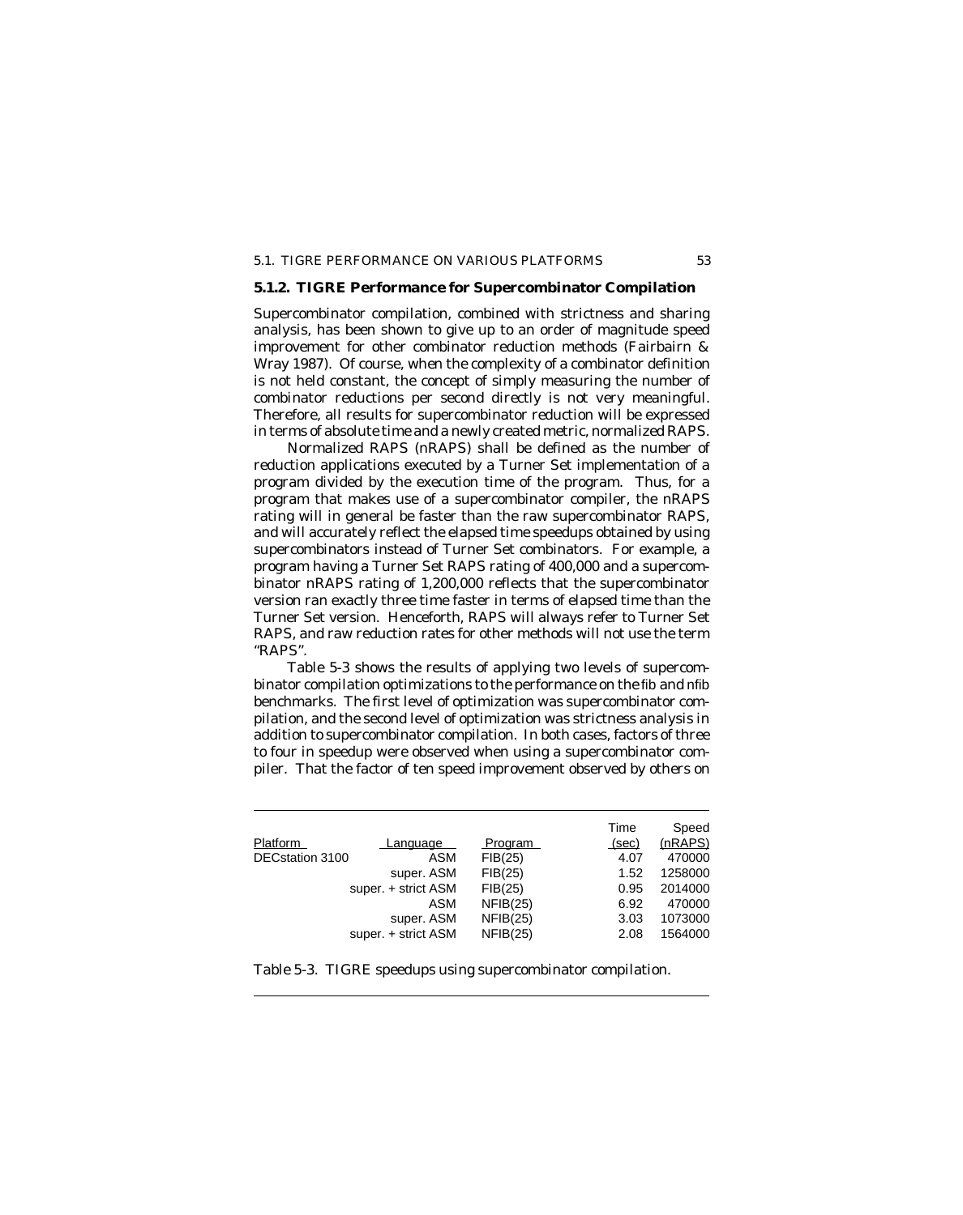### 5.1.2. TIGRE Performance for Supercombinator Compilation

Supercombinator compilation, combined with strictness and sharing analysis, has been shown to give up to an order of magnitude speed improvement for other combinator reduction methods (Fairbairn & Wray 1987). Of course, when the complexity of a combinator definition is not held constant, the concept of simply measuring the number of combinator reductions per second directly is not very meaningful. Therefore, all results for supercombinator reduction will be expressed in terms of absolute time and a newly created metric, normalized RAPS.

Normalized RAPS (nRAPS) shall be defined as the number of reduction applications executed by a Turner Set implementation of a program divided by the execution time of the program. Thus, for a program that makes use of a supercombinator compiler, the nRAPS rating will in general be faster than the raw supercombinator RAPS, and will accurately reflect the elapsed time speedups obtained by using supercombinators instead of Turner Set combinators. For example, a program having a Turner Set RAPS rating of 400,000 and a supercombinator nRAPS rating of 1,200,000 reflects that the supercombinator version ran exactly three time faster in terms of elapsed time than the Turner Set version. Henceforth, RAPS will always refer to Turner Set RAPS, and raw reduction rates for other methods will not use the term "RAPS".

Table 5-3 shows the results of applying two levels of supercombinator compilation optimizations to the performance on the fib and nfib benchmarks. The first level of optimization was supercombinator compilation, and the second level of optimization was strictness analysis in addition to supercombinator compilation. In both cases, factors of three to four in speedup were observed when using a supercombinator compiler. That the factor of ten speed improvement observed by others on

| Platform | Language | Program | Time (sec) | Speed (nRAPS) |
|---|---|---|---|---|
| DECstation 3100 | ASM | FIB(25) | 4.07 | 470000 |
| | super. ASM | FIB(25) | 1.52 | 1258000 |
| | super. + strict ASM | FIB(25) | 0.95 | 2014000 |
| | ASM | NFIB(25) | 6.92 | 470000 |
| | super. ASM | NFIB(25) | 3.03 | 1073000 |
| | super. + strict ASM | NFIB(25) | 2.08 | 1564000 |

Table 5-3. TIGRE speedups using supercombinator compilation.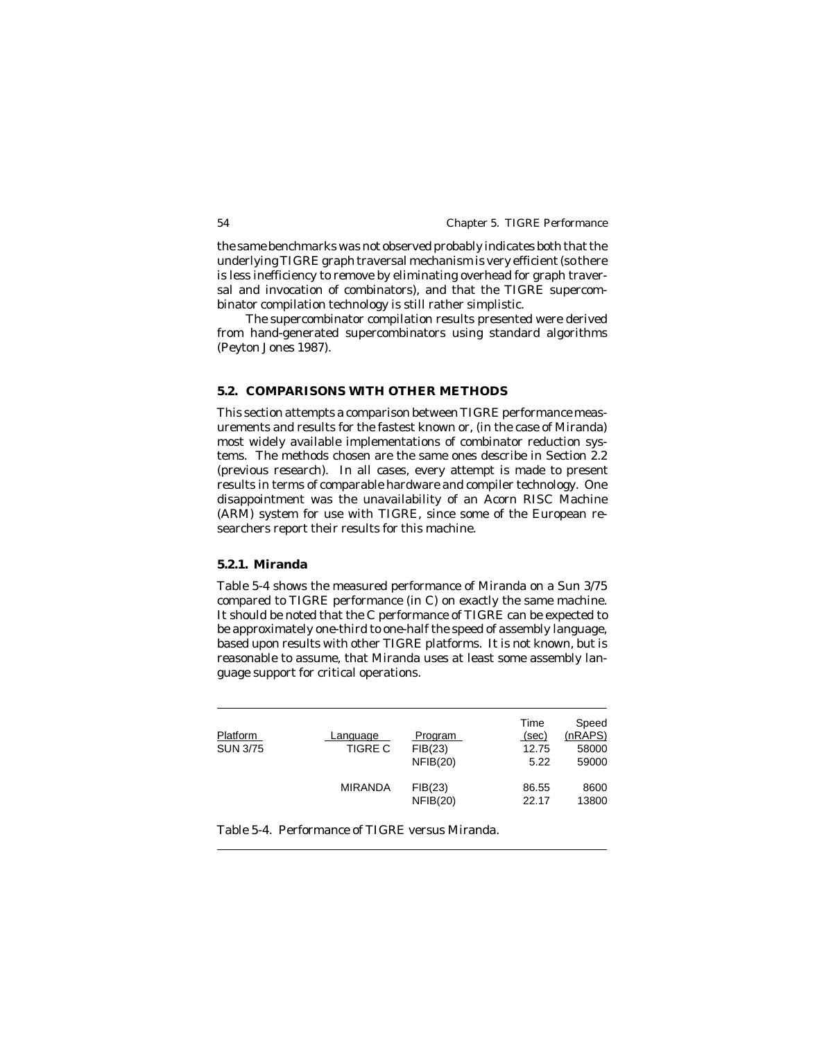the same benchmarks was not observed probably indicates both that the underlying TIGRE graph traversal mechanism is very efficient (so there is less inefficiency to remove by eliminating overhead for graph traversal and invocation of combinators), and that the TIGRE supercombinator compilation technology is still rather simplistic.

The supercombinator compilation results presented were derived from hand-generated supercombinators using standard algorithms (Peyton Jones 1987).

## 5.2. COMPARISONS WITH OTHER METHODS

This section attempts a comparison between TIGRE performance measurements and results for the fastest known or, (in the case of Miranda) most widely available implementations of combinator reduction systems. The methods chosen are the same ones describe in Section 2.2 (previous research). In all cases, every attempt is made to present results in terms of comparable hardware and compiler technology. One disappointment was the unavailability of an Acorn RISC Machine (ARM) system for use with TIGRE, since some of the European researchers report their results for this machine.

### 5.2.1. Miranda

Table 5-4 shows the measured performance of Miranda on a Sun 3/75 compared to TIGRE performance (in C) on exactly the same machine. It should be noted that the C performance of TIGRE can be expected to be approximately one-third to one-half the speed of assembly language, based upon results with other TIGRE platforms. It is not known, but is reasonable to assume, that Miranda uses at least some assembly language support for critical operations.

| Platform | Language | Program | Time (sec) | Speed (nRAPS) |
|---|---|---|---|---|
| SUN 3/75 | TIGRE C | FIB(23) | 12.75 | 58000 |
| | | NFIB(20) | 5.22 | 59000 |
| | MIRANDA | FIB(23) | 86.55 | 8600 |
| | | NFIB(20) | 22.17 | 13800 |

Table 5-4. Performance of TIGRE versus Miranda.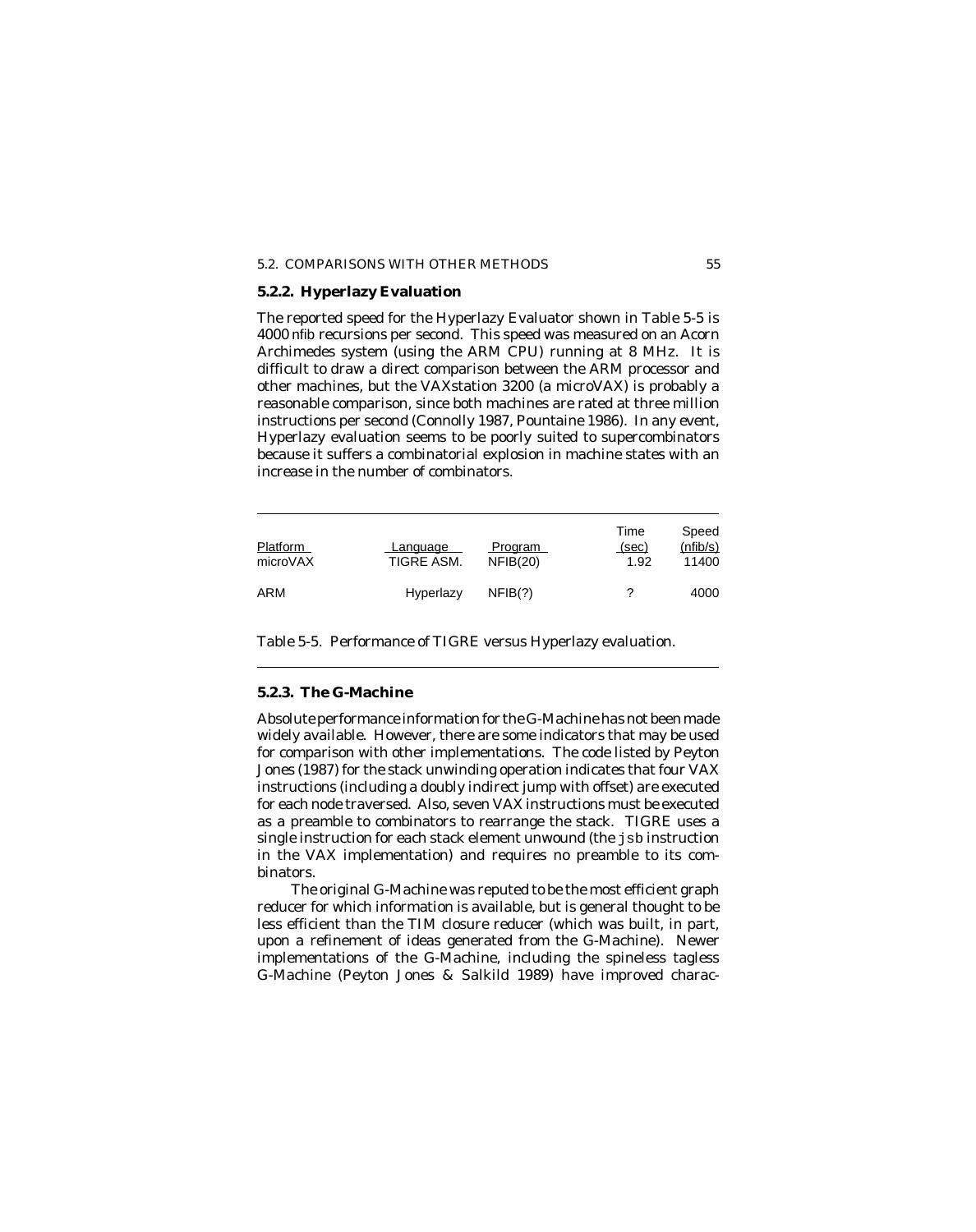### 5.2.2. Hyperlazy Evaluation

The reported speed for the Hyperlazy Evaluator shown in Table 5-5 is 4000 nfib recursions per second. This speed was measured on an Acorn Archimedes system (using the ARM CPU) running at 8 MHz. It is difficult to draw a direct comparison between the ARM processor and other machines, but the VAXstation 3200 (a microVAX) is probably a reasonable comparison, since both machines are rated at three million instructions per second (Connolly 1987, Pountaine 1986). In any event, Hyperlazy evaluation seems to be poorly suited to supercombinators because it suffers a combinatorial explosion in machine states with an increase in the number of combinators.

| Platform | Language | Program | Time (sec) | Speed (nfib/s) |
|---|---|---|---|---|
| microVAX | TIGRE ASM. | NFIB(20) | 1.92 | 11400 |
| ARM | Hyperlazy | NFIB(?) | ? | 4000 |

Table 5-5. Performance of TIGRE versus Hyperlazy evaluation.

### 5.2.3. The G-Machine

Absolute performance information for the G-Machine has not been made widely available. However, there are some indicators that may be used for comparison with other implementations. The code listed by Peyton Jones (1987) for the stack unwinding operation indicates that four VAX instructions (including a doubly indirect jump with offset) are executed for each node traversed. Also, seven VAX instructions must be executed as a preamble to combinators to rearrange the stack. TIGRE uses a single instruction for each stack element unwound (the `jsb` instruction in the VAX implementation) and requires no preamble to its combinators.

The original G-Machine was reputed to be the most efficient graph reducer for which information is available, but is general thought to be less efficient than the TIM closure reducer (which was built, in part, upon a refinement of ideas generated from the G-Machine). Newer implementations of the G-Machine, including the spineless tagless G-Machine (Peyton Jones & Salkild 1989) have improved charac-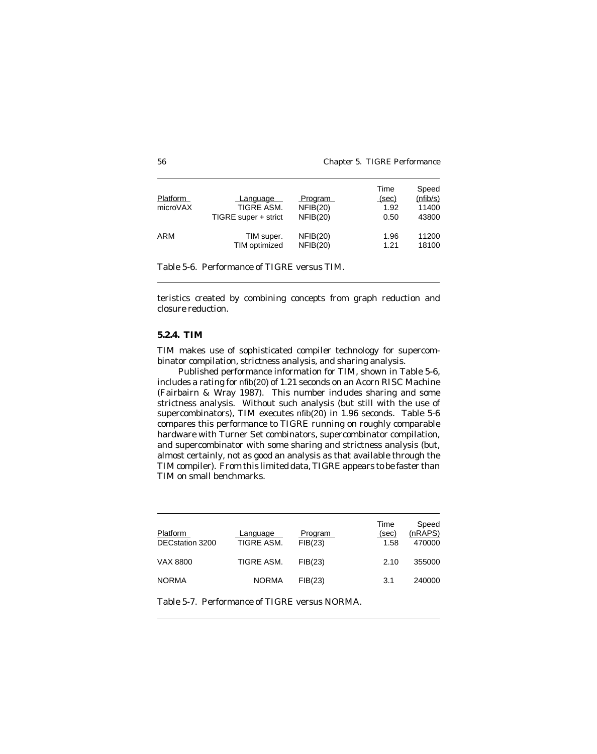| Platform | Language | Program | Time (sec) | Speed (nfib/s) |
|---|---|---|---|---|
| microVAX | TIGRE ASM. | NFIB(20) | 1.92 | 11400 |
| | TIGRE super + strict | NFIB(20) | 0.50 | 43800 |
| ARM | TIM super. | NFIB(20) | 1.96 | 11200 |
| | TIM optimized | NFIB(20) | 1.21 | 18100 |

Table 5-6. Performance of TIGRE versus TIM.

teristics created by combining concepts from graph reduction and closure reduction.

### 5.2.4. TIM

TIM makes use of sophisticated compiler technology for supercombinator compilation, strictness analysis, and sharing analysis.

Published performance information for TIM, shown in Table 5-6, includes a rating for nfib(20) of 1.21 seconds on an Acorn RISC Machine (Fairbairn & Wray 1987). This number includes sharing and some strictness analysis. Without such analysis (but still with the use of supercombinators), TIM executes nfib(20) in 1.96 seconds. Table 5-6 compares this performance to TIGRE running on roughly comparable hardware with Turner Set combinators, supercombinator compilation, and supercombinator with some sharing and strictness analysis (but, almost certainly, not as good an analysis as that available through the TIM compiler). From this limited data, TIGRE appears to be faster than TIM on small benchmarks.

| Platform | Language | Program | Time (sec) | Speed (nRAPS) |
|---|---|---|---|---|
| DECstation 3200 | TIGRE ASM. | FIB(23) | 1.58 | 470000 |
| VAX 8800 | TIGRE ASM. | FIB(23) | 2.10 | 355000 |
| NORMA | NORMA | FIB(23) | 3.1 | 240000 |

Table 5-7. Performance of TIGRE versus NORMA.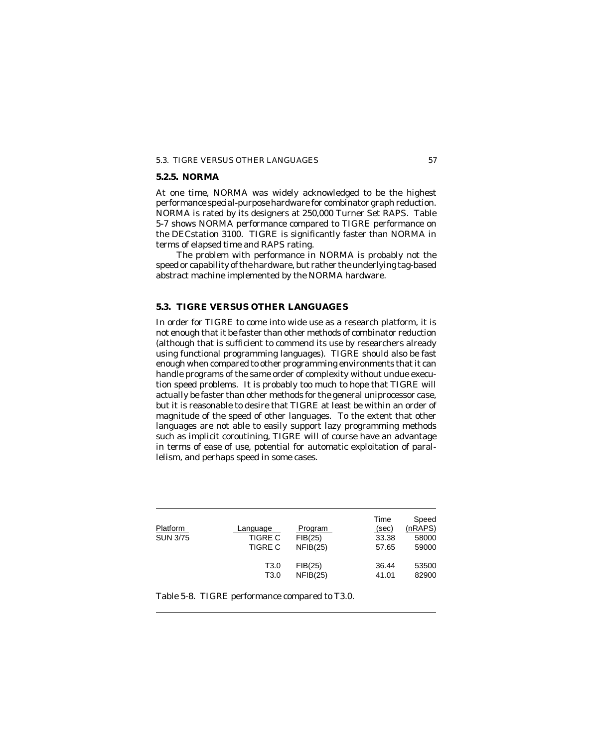### 5.2.5. NORMA

At one time, NORMA was widely acknowledged to be the highest performance special-purpose hardware for combinator graph reduction. NORMA is rated by its designers at 250,000 Turner Set RAPS. Table 5-7 shows NORMA performance compared to TIGRE performance on the DECstation 3100. TIGRE is significantly faster than NORMA in terms of elapsed time and RAPS rating.

The problem with performance in NORMA is probably not the speed or capability of the hardware, but rather the underlying tag-based abstract machine implemented by the NORMA hardware.

## 5.3. TIGRE VERSUS OTHER LANGUAGES

In order for TIGRE to come into wide use as a research platform, it is not enough that it be faster than other methods of combinator reduction (although that is sufficient to commend its use by researchers already using functional programming languages). TIGRE should also be fast enough when compared to other programming environments that it can handle programs of the same order of complexity without undue execution speed problems. It is probably too much to hope that TIGRE will actually be faster than other methods for the general uniprocessor case, but it is reasonable to desire that TIGRE at least be within an order of magnitude of the speed of other languages. To the extent that other languages are not able to easily support lazy programming methods such as implicit coroutining, TIGRE will of course have an advantage in terms of ease of use, potential for automatic exploitation of parallelism, and perhaps speed in some cases.

| Platform | Language | Program | Time (sec) | Speed (nRAPS) |
|---|---|---|---|---|
| SUN 3/75 | TIGRE C | FIB(25) | 33.38 | 58000 |
| | TIGRE C | NFIB(25) | 57.65 | 59000 |
| | T3.0 | FIB(25) | 36.44 | 53500 |
| | T3.0 | NFIB(25) | 41.01 | 82900 |

Table 5-8. TIGRE performance compared to T3.0.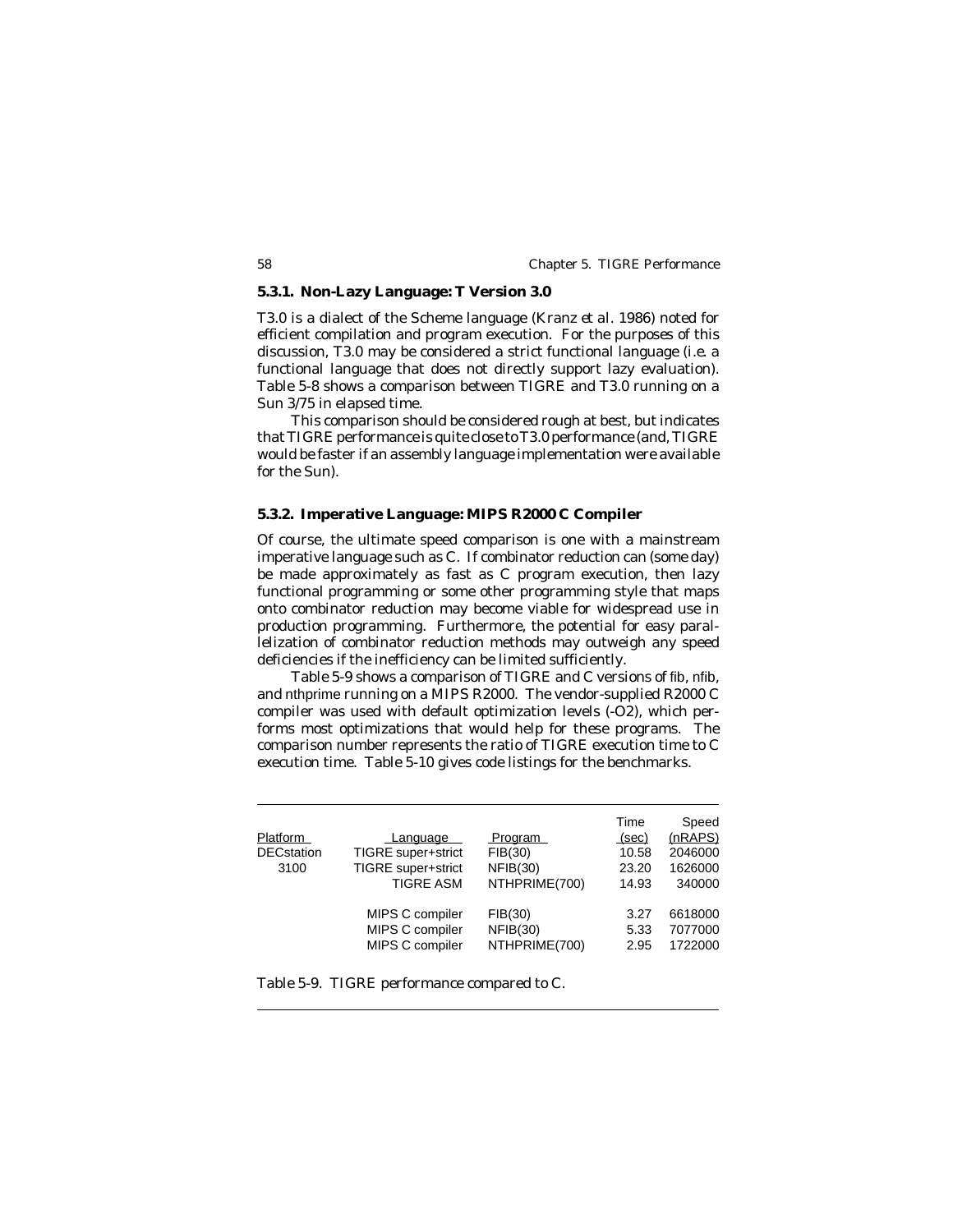### 5.3.1. Non-Lazy Language: T Version 3.0

T3.0 is a dialect of the Scheme language (Kranz et al. 1986) noted for efficient compilation and program execution. For the purposes of this discussion, T3.0 may be considered a strict functional language (i.e. a functional language that does not directly support lazy evaluation). Table 5-8 shows a comparison between TIGRE and T3.0 running on a Sun 3/75 in elapsed time.

This comparison should be considered rough at best, but indicates that TIGRE performance is quite close to T3.0 performance (and, TIGRE would be faster if an assembly language implementation were available for the Sun).

### 5.3.2. Imperative Language: MIPS R2000 C Compiler

Of course, the ultimate speed comparison is one with a mainstream imperative language such as C. If combinator reduction can (some day) be made approximately as fast as C program execution, then lazy functional programming or some other programming style that maps onto combinator reduction may become viable for widespread use in production programming. Furthermore, the potential for easy parallelization of combinator reduction methods may outweigh any speed deficiencies if the inefficiency can be limited sufficiently.

Table 5-9 shows a comparison of TIGRE and C versions of fib, nfib, and nthprime running on a MIPS R2000. The vendor-supplied R2000 C compiler was used with default optimization levels (-O2), which performs most optimizations that would help for these programs. The comparison number represents the ratio of TIGRE execution time to C execution time. Table 5-10 gives code listings for the benchmarks.

| Platform | Language | Program | Time (sec) | Speed (nRAPS) |
|---|---|---|---|---|
| DECstation | TIGRE super+strict | FIB(30) | 10.58 | 2046000 |
| 3100 | TIGRE super+strict | NFIB(30) | 23.20 | 1626000 |
| | TIGRE ASM | NTHPRIME(700) | 14.93 | 340000 |
| | MIPS C compiler | FIB(30) | 3.27 | 6618000 |
| | MIPS C compiler | NFIB(30) | 5.33 | 7077000 |
| | MIPS C compiler | NTHPRIME(700) | 2.95 | 1722000 |

Table 5-9. TIGRE performance compared to C.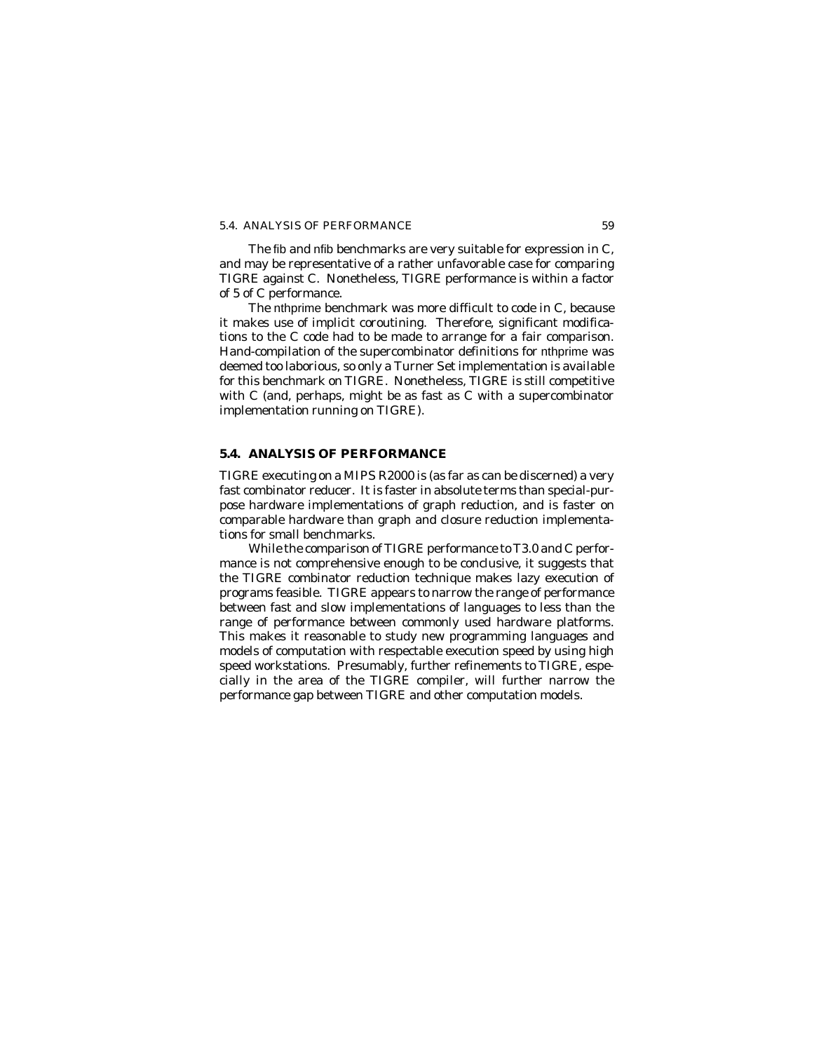The fib and nfib benchmarks are very suitable for expression in C, and may be representative of a rather unfavorable case for comparing TIGRE against C. Nonetheless, TIGRE performance is within a factor of 5 of C performance.

The nthprime benchmark was more difficult to code in C, because it makes use of implicit coroutining. Therefore, significant modifications to the C code had to be made to arrange for a fair comparison. Hand-compilation of the supercombinator definitions for nthprime was deemed too laborious, so only a Turner Set implementation is available for this benchmark on TIGRE. Nonetheless, TIGRE is still competitive with C (and, perhaps, might be as fast as C with a supercombinator implementation running on TIGRE).

## 5.4. ANALYSIS OF PERFORMANCE

TIGRE executing on a MIPS R2000 is (as far as can be discerned) a very fast combinator reducer. It is faster in absolute terms than special-purpose hardware implementations of graph reduction, and is faster on comparable hardware than graph and closure reduction implementations for small benchmarks.

While the comparison of TIGRE performance to T3.0 and C performance is not comprehensive enough to be conclusive, it suggests that the TIGRE combinator reduction technique makes lazy execution of programs feasible. TIGRE appears to narrow the range of performance between fast and slow implementations of languages to less than the range of performance between commonly used hardware platforms. This makes it reasonable to study new programming languages and models of computation with respectable execution speed by using high speed workstations. Presumably, further refinements to TIGRE, especially in the area of the TIGRE compiler, will further narrow the performance gap between TIGRE and other computation models.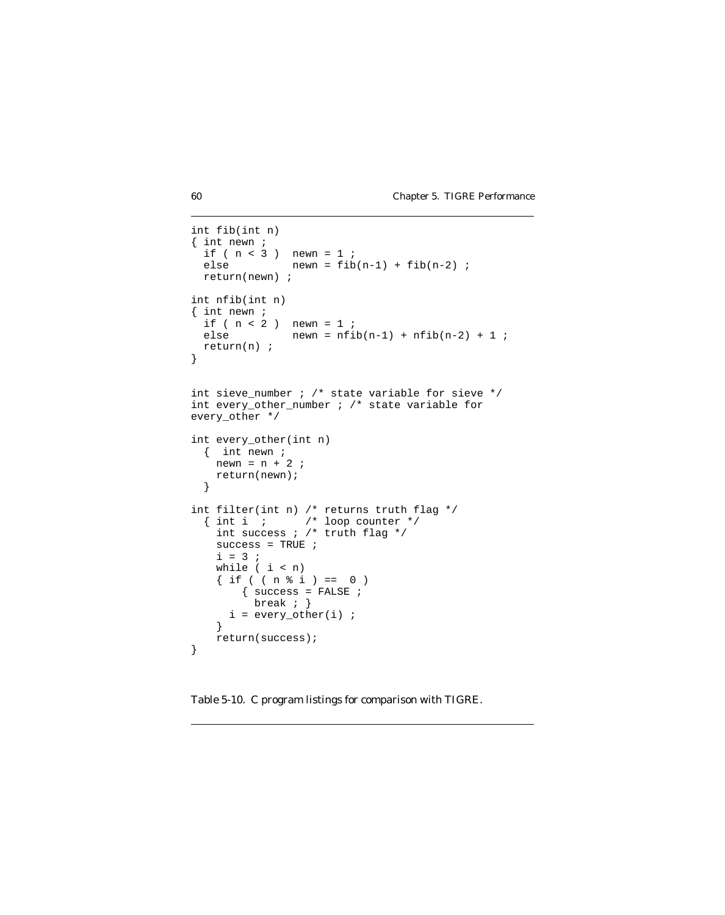```
int fib(int n)
{ int newn ;
  if ( n < 3 )  newn = 1 ;
  else          newn = fib(n-1) + fib(n-2) ;
  return(newn) ;

int nfib(int n)
{ int newn ;
  if ( n < 2 )  newn = 1 ;
  else          newn = nfib(n-1) + nfib(n-2) + 1 ;
  return(n) ;
}


int sieve_number ; /* state variable for sieve */
int every_other_number ; /* state variable for
every_other */

int every_other(int n)
  {  int newn ;
    newn = n + 2 ;
    return(newn);
  }

int filter(int n) /* returns truth flag */
  { int i  ;      /* loop counter */
    int success ; /* truth flag */
    success = TRUE ;
    i = 3 ;
    while ( i < n)
    { if ( ( n % i ) ==  0 )
        { success = FALSE ;
          break ; }
      i = every_other(i) ;
    }
    return(success);
}
```

Table 5-10. C program listings for comparison with TIGRE.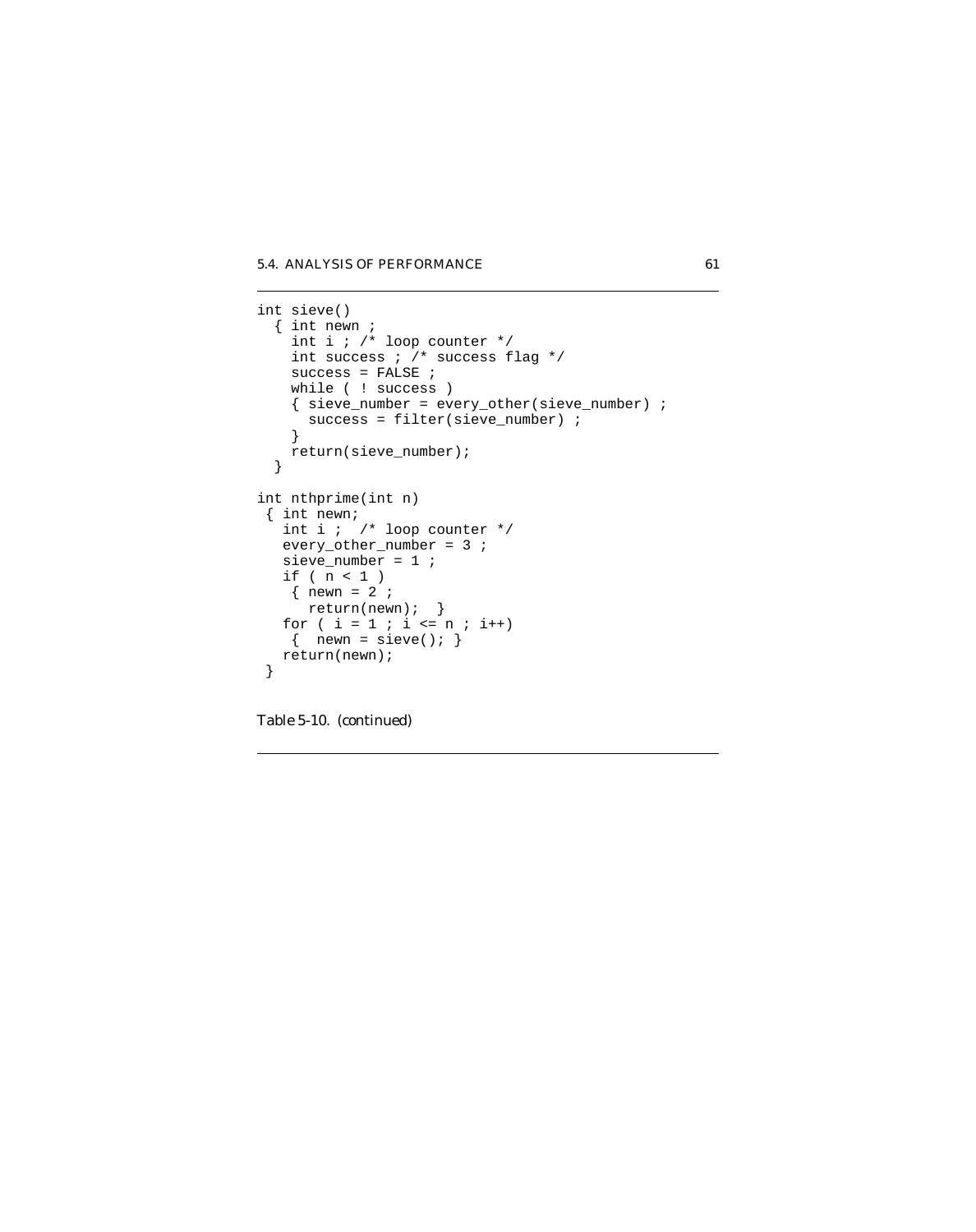```
int sieve()
  { int newn ;
    int i ; /* loop counter */
    int success ; /* success flag */
    success = FALSE ;
    while ( ! success )
    { sieve_number = every_other(sieve_number) ;
      success = filter(sieve_number) ;
    }
    return(sieve_number);
  }

int nthprime(int n)
 { int newn;
   int i ;  /* loop counter */
   every_other_number = 3 ;
   sieve_number = 1 ;
   if ( n < 1 )
    { newn = 2 ;
      return(newn);  }
   for ( i = 1 ; i <= n ; i++)
    {  newn = sieve(); }
   return(newn);
 }
```

*Table 5-10. (continued)*